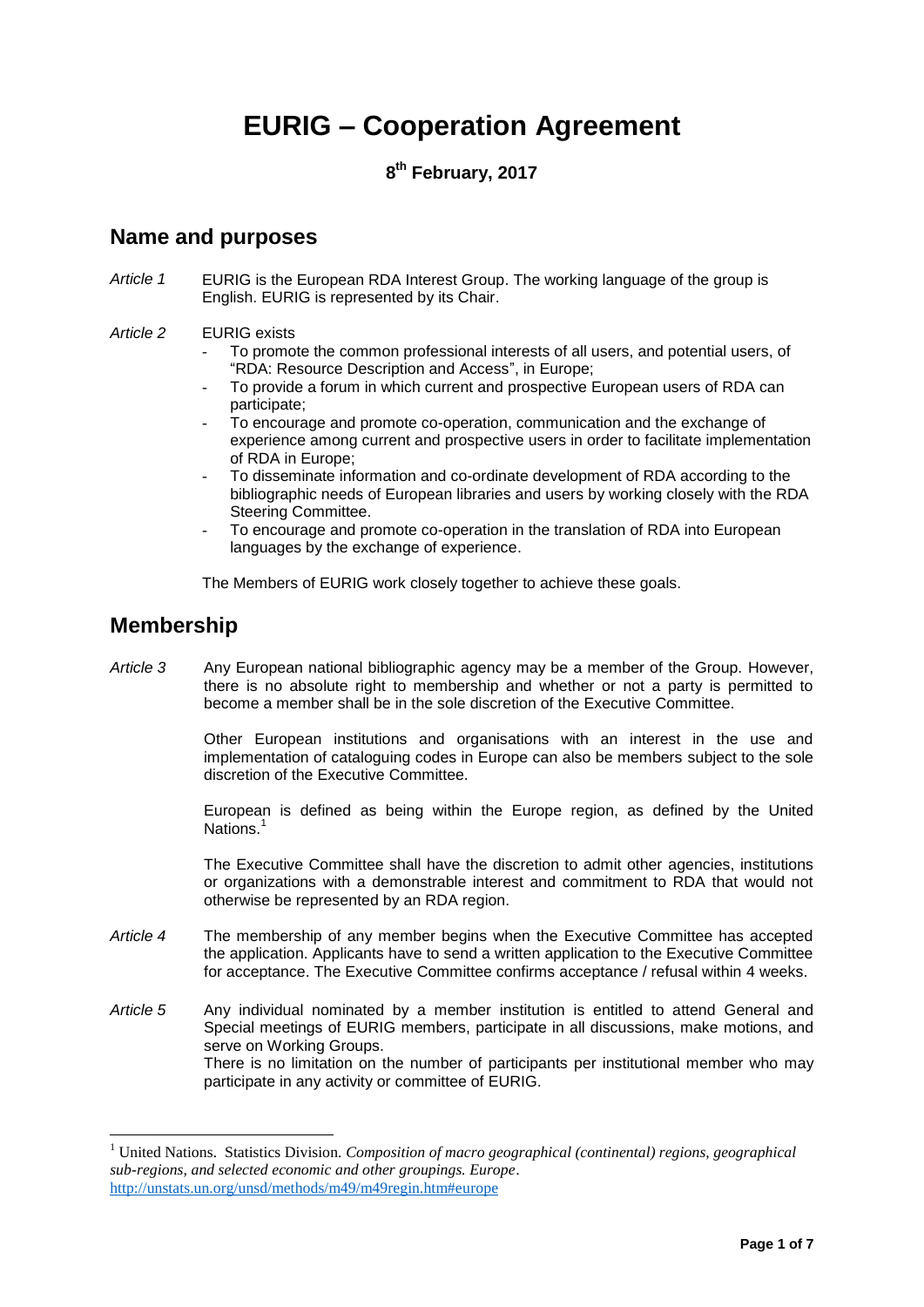# EURIG – Cooperation Agreement

**8th February, 2017**

## Name and purposes

*Article 1* EURIG is the European RDA Interest Group. The working language of the group is English. EURIG is represented by its Chair.

*Article 2* EURIG exists

- To promote the common professional interests of all users, and potential users, of "RDA: Resource Description and Access", in Europe;
- To provide a forum in which current and prospective European users of RDA can participate;
- To encourage and promote co-operation, communication and the exchange of experience among current and prospective users in order to facilitate implementation of RDA in Europe;
- To disseminate information and co-ordinate development of RDA according to the bibliographic needs of European libraries and users by working closely with the RDA Steering Committee.
- To encourage and promote co-operation in the translation of RDA into European languages by the exchange of experience.

The Members of EURIG work closely together to achieve these goals.

## Membership

*Article 3* Any European national bibliographic agency may be a member of the Group. However, there is no absolute right to membership and whether or not a party is permitted to become a member shall be in the sole discretion of the Executive Committee.

Other European institutions and organisations with an interest in the use and implementation of cataloguing codes in Europe can also be members subject to the sole discretion of the Executive Committee.

European is defined as being within the Europe region, as defined by the United Nations.[1]

The Executive Committee shall have the discretion to admit other agencies, institutions or organizations with a demonstrable interest and commitment to RDA that would not otherwise be represented by an RDA region.

*Article 4* The membership of any member begins when the Executive Committee has accepted the application. Applicants have to send a written application to the Executive Committee for acceptance. The Executive Committee confirms acceptance / refusal within 4 weeks.

*Article 5* Any individual nominated by a member institution is entitled to attend General and Special meetings of EURIG members, participate in all discussions, make motions, and serve on Working Groups.
There is no limitation on the number of participants per institutional member who may participate in any activity or committee of EURIG.

---

[1] United Nations. Statistics Division. *Composition of macro geographical (continental) regions, geographical sub-regions, and selected economic and other groupings. Europe*. http://unstats.un.org/unsd/methods/m49/m49regin.htm#europe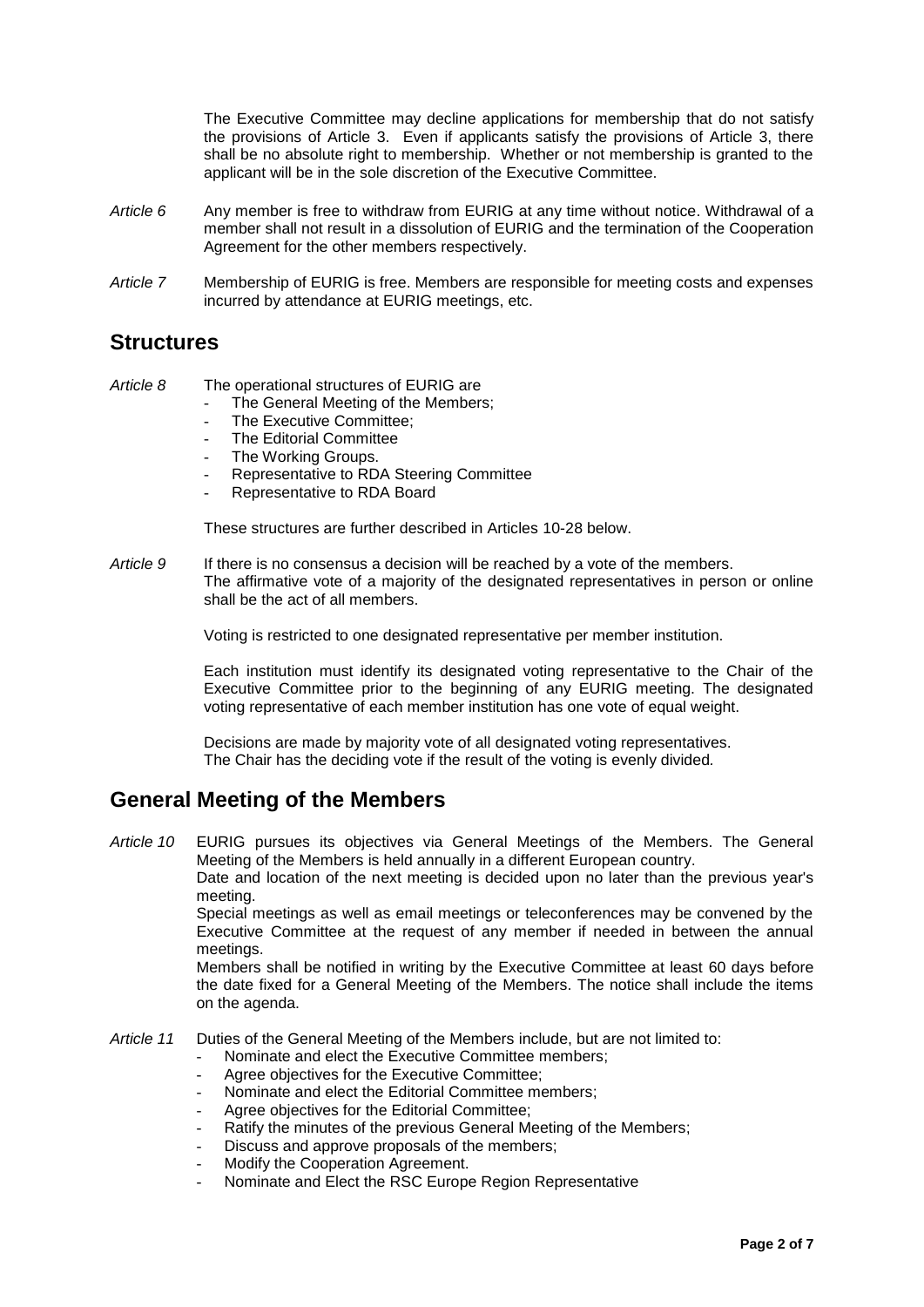The Executive Committee may decline applications for membership that do not satisfy the provisions of Article 3. Even if applicants satisfy the provisions of Article 3, there shall be no absolute right to membership. Whether or not membership is granted to the applicant will be in the sole discretion of the Executive Committee.

*Article 6* Any member is free to withdraw from EURIG at any time without notice. Withdrawal of a member shall not result in a dissolution of EURIG and the termination of the Cooperation Agreement for the other members respectively.

*Article 7* Membership of EURIG is free. Members are responsible for meeting costs and expenses incurred by attendance at EURIG meetings, etc.

## Structures

*Article 8* The operational structures of EURIG are

- The General Meeting of the Members;
- The Executive Committee;
- The Editorial Committee
- The Working Groups.
- Representative to RDA Steering Committee
- Representative to RDA Board

These structures are further described in Articles 10-28 below.

*Article 9* If there is no consensus a decision will be reached by a vote of the members. The affirmative vote of a majority of the designated representatives in person or online shall be the act of all members.

Voting is restricted to one designated representative per member institution.

Each institution must identify its designated voting representative to the Chair of the Executive Committee prior to the beginning of any EURIG meeting. The designated voting representative of each member institution has one vote of equal weight.

Decisions are made by majority vote of all designated voting representatives. The Chair has the deciding vote if the result of the voting is evenly divided.

## General Meeting of the Members

*Article 10* EURIG pursues its objectives via General Meetings of the Members. The General Meeting of the Members is held annually in a different European country.
Date and location of the next meeting is decided upon no later than the previous year's meeting.
Special meetings as well as email meetings or teleconferences may be convened by the Executive Committee at the request of any member if needed in between the annual meetings.
Members shall be notified in writing by the Executive Committee at least 60 days before the date fixed for a General Meeting of the Members. The notice shall include the items on the agenda.

*Article 11* Duties of the General Meeting of the Members include, but are not limited to:

- Nominate and elect the Executive Committee members;
- Agree objectives for the Executive Committee;
- Nominate and elect the Editorial Committee members;
- Agree objectives for the Editorial Committee;
- Ratify the minutes of the previous General Meeting of the Members;
- Discuss and approve proposals of the members;
- Modify the Cooperation Agreement.
- Nominate and Elect the RSC Europe Region Representative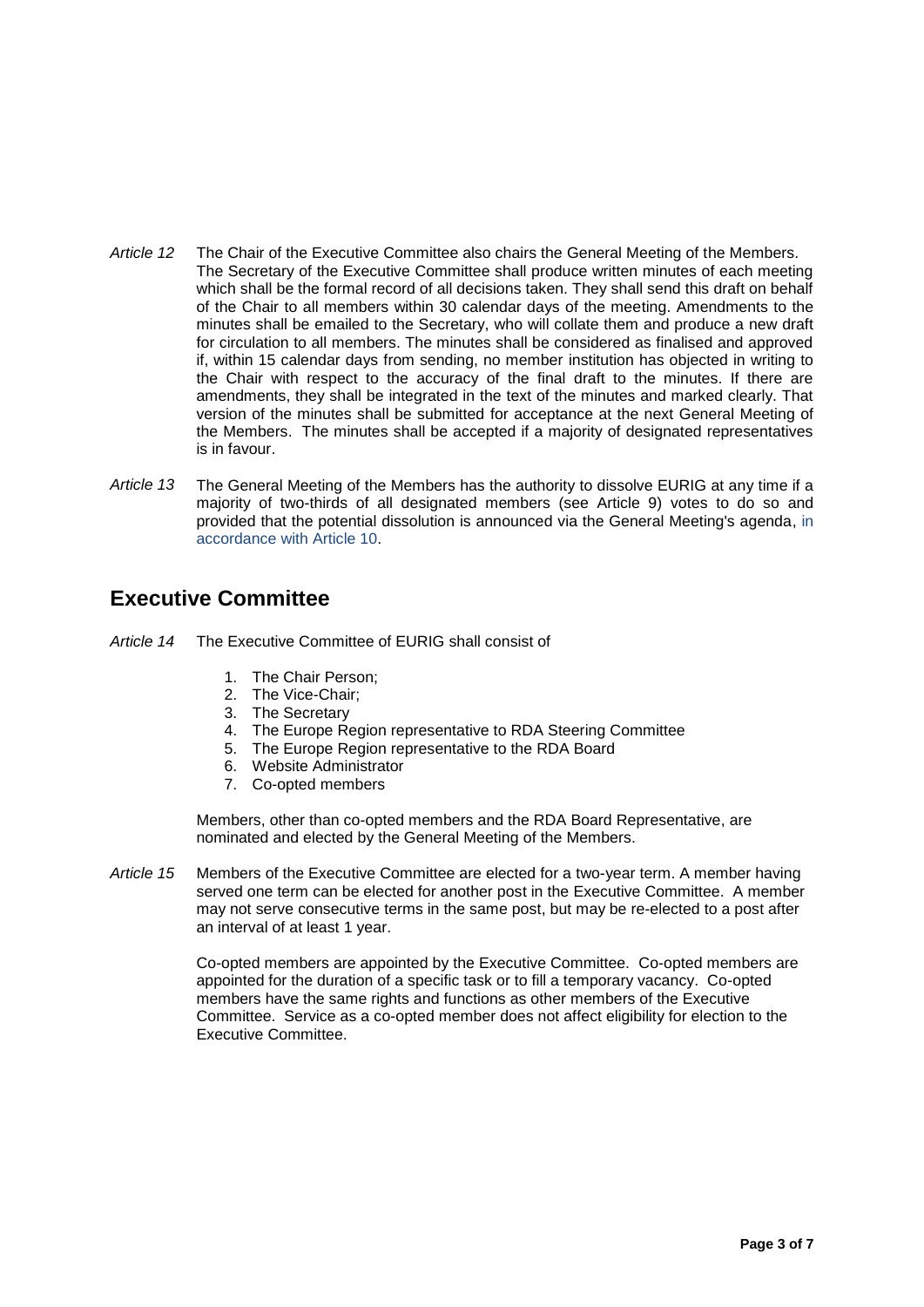*Article 12* The Chair of the Executive Committee also chairs the General Meeting of the Members. The Secretary of the Executive Committee shall produce written minutes of each meeting which shall be the formal record of all decisions taken. They shall send this draft on behalf of the Chair to all members within 30 calendar days of the meeting. Amendments to the minutes shall be emailed to the Secretary, who will collate them and produce a new draft for circulation to all members. The minutes shall be considered as finalised and approved if, within 15 calendar days from sending, no member institution has objected in writing to the Chair with respect to the accuracy of the final draft to the minutes. If there are amendments, they shall be integrated in the text of the minutes and marked clearly. That version of the minutes shall be submitted for acceptance at the next General Meeting of the Members. The minutes shall be accepted if a majority of designated representatives is in favour.

*Article 13* The General Meeting of the Members has the authority to dissolve EURIG at any time if a majority of two-thirds of all designated members (see Article 9) votes to do so and provided that the potential dissolution is announced via the General Meeting's agenda, in accordance with Article 10.

## Executive Committee

*Article 14* The Executive Committee of EURIG shall consist of

1. The Chair Person;
2. The Vice-Chair;
3. The Secretary
4. The Europe Region representative to RDA Steering Committee
5. The Europe Region representative to the RDA Board
6. Website Administrator
7. Co-opted members

Members, other than co-opted members and the RDA Board Representative, are nominated and elected by the General Meeting of the Members.

*Article 15* Members of the Executive Committee are elected for a two-year term. A member having served one term can be elected for another post in the Executive Committee. A member may not serve consecutive terms in the same post, but may be re-elected to a post after an interval of at least 1 year.

Co-opted members are appointed by the Executive Committee. Co-opted members are appointed for the duration of a specific task or to fill a temporary vacancy. Co-opted members have the same rights and functions as other members of the Executive Committee. Service as a co-opted member does not affect eligibility for election to the Executive Committee.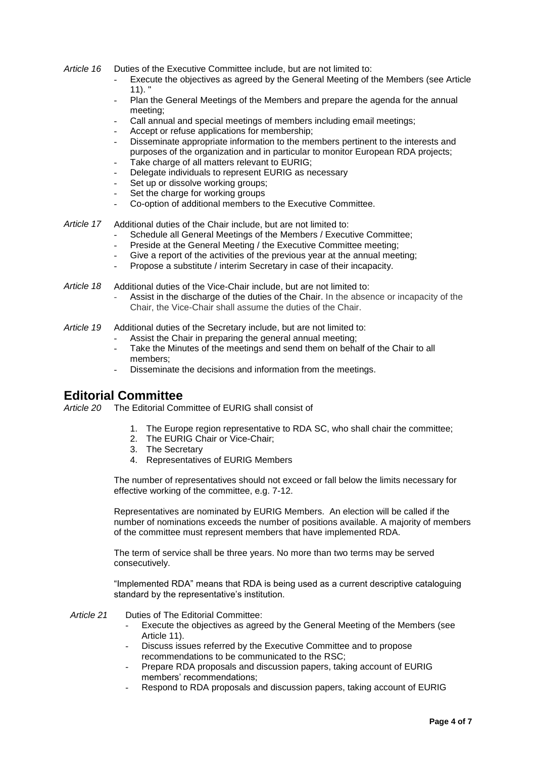*Article 16* Duties of the Executive Committee include, but are not limited to:

- Execute the objectives as agreed by the General Meeting of the Members (see Article 11). "
- Plan the General Meetings of the Members and prepare the agenda for the annual meeting;
- Call annual and special meetings of members including email meetings;
- Accept or refuse applications for membership;
- Disseminate appropriate information to the members pertinent to the interests and purposes of the organization and in particular to monitor European RDA projects;
- Take charge of all matters relevant to EURIG;
- Delegate individuals to represent EURIG as necessary
- Set up or dissolve working groups;
- Set the charge for working groups
- Co-option of additional members to the Executive Committee.

*Article 17* Additional duties of the Chair include, but are not limited to:

- Schedule all General Meetings of the Members / Executive Committee;
- Preside at the General Meeting / the Executive Committee meeting;
- Give a report of the activities of the previous year at the annual meeting;
- Propose a substitute / interim Secretary in case of their incapacity.

*Article 18* Additional duties of the Vice-Chair include, but are not limited to:

- Assist in the discharge of the duties of the Chair. In the absence or incapacity of the Chair, the Vice-Chair shall assume the duties of the Chair.

*Article 19* Additional duties of the Secretary include, but are not limited to:

- Assist the Chair in preparing the general annual meeting;
- Take the Minutes of the meetings and send them on behalf of the Chair to all members;
- Disseminate the decisions and information from the meetings.

## Editorial Committee

*Article 20* The Editorial Committee of EURIG shall consist of

1. The Europe region representative to RDA SC, who shall chair the committee;
2. The EURIG Chair or Vice-Chair;
3. The Secretary
4. Representatives of EURIG Members

The number of representatives should not exceed or fall below the limits necessary for effective working of the committee, e.g. 7-12.

Representatives are nominated by EURIG Members. An election will be called if the number of nominations exceeds the number of positions available. A majority of members of the committee must represent members that have implemented RDA.

The term of service shall be three years. No more than two terms may be served consecutively.

"Implemented RDA" means that RDA is being used as a current descriptive cataloguing standard by the representative's institution.

*Article 21* Duties of The Editorial Committee:

- Execute the objectives as agreed by the General Meeting of the Members (see Article 11).
- Discuss issues referred by the Executive Committee and to propose recommendations to be communicated to the RSC;
- Prepare RDA proposals and discussion papers, taking account of EURIG members' recommendations;
- Respond to RDA proposals and discussion papers, taking account of EURIG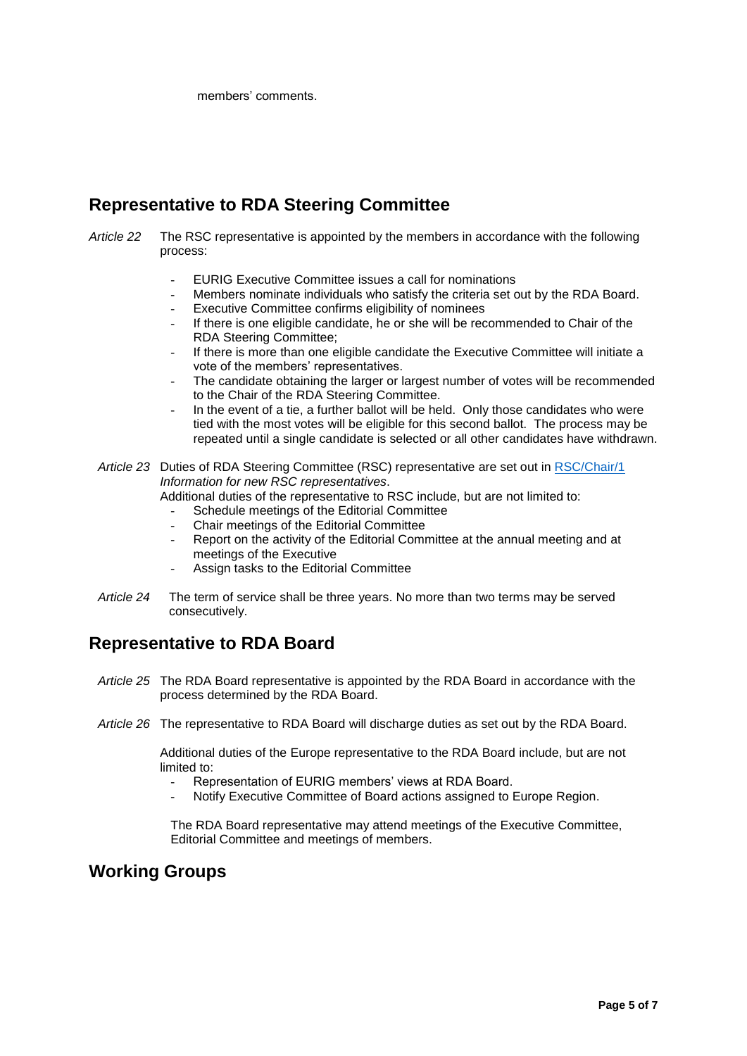members' comments.

## Representative to RDA Steering Committee

*Article 22* The RSC representative is appointed by the members in accordance with the following process:

- EURIG Executive Committee issues a call for nominations
- Members nominate individuals who satisfy the criteria set out by the RDA Board.
- Executive Committee confirms eligibility of nominees
- If there is one eligible candidate, he or she will be recommended to Chair of the RDA Steering Committee;
- If there is more than one eligible candidate the Executive Committee will initiate a vote of the members' representatives.
- The candidate obtaining the larger or largest number of votes will be recommended to the Chair of the RDA Steering Committee.
- In the event of a tie, a further ballot will be held. Only those candidates who were tied with the most votes will be eligible for this second ballot. The process may be repeated until a single candidate is selected or all other candidates have withdrawn.

*Article 23* Duties of RDA Steering Committee (RSC) representative are set out in RSC/Chair/1 *Information for new RSC representatives*.

Additional duties of the representative to RSC include, but are not limited to:

- Schedule meetings of the Editorial Committee
- Chair meetings of the Editorial Committee
- Report on the activity of the Editorial Committee at the annual meeting and at meetings of the Executive
- Assign tasks to the Editorial Committee

*Article 24* The term of service shall be three years. No more than two terms may be served consecutively.

## Representative to RDA Board

*Article 25* The RDA Board representative is appointed by the RDA Board in accordance with the process determined by the RDA Board.

*Article 26* The representative to RDA Board will discharge duties as set out by the RDA Board.

Additional duties of the Europe representative to the RDA Board include, but are not limited to:

- Representation of EURIG members' views at RDA Board.
- Notify Executive Committee of Board actions assigned to Europe Region.

The RDA Board representative may attend meetings of the Executive Committee, Editorial Committee and meetings of members.

## Working Groups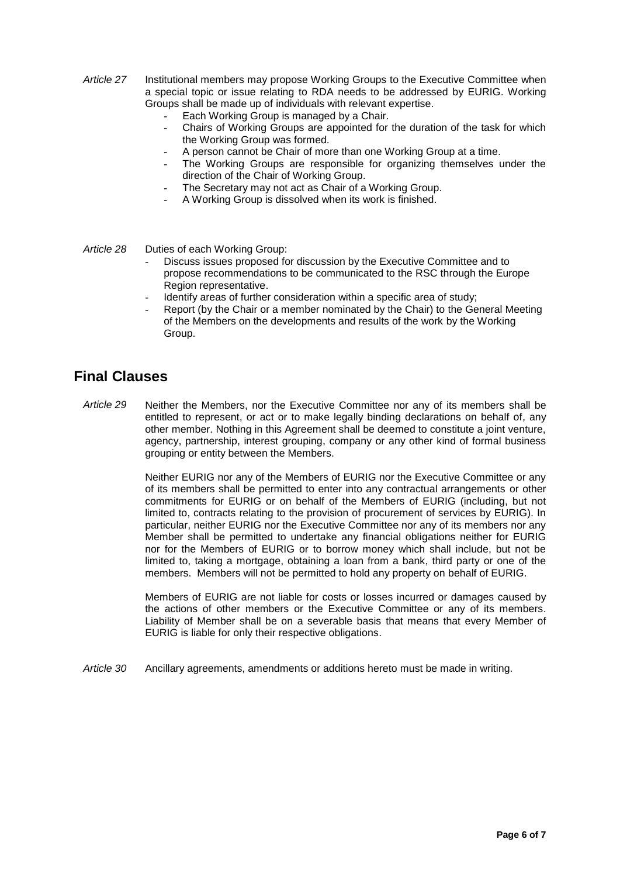*Article 27* Institutional members may propose Working Groups to the Executive Committee when a special topic or issue relating to RDA needs to be addressed by EURIG. Working Groups shall be made up of individuals with relevant expertise.

- Each Working Group is managed by a Chair.
- Chairs of Working Groups are appointed for the duration of the task for which the Working Group was formed.
- A person cannot be Chair of more than one Working Group at a time.
- The Working Groups are responsible for organizing themselves under the direction of the Chair of Working Group.
- The Secretary may not act as Chair of a Working Group.
- A Working Group is dissolved when its work is finished.

*Article 28* Duties of each Working Group:

- Discuss issues proposed for discussion by the Executive Committee and to propose recommendations to be communicated to the RSC through the Europe Region representative.
- Identify areas of further consideration within a specific area of study;
- Report (by the Chair or a member nominated by the Chair) to the General Meeting of the Members on the developments and results of the work by the Working Group.

## Final Clauses

*Article 29* Neither the Members, nor the Executive Committee nor any of its members shall be entitled to represent, or act or to make legally binding declarations on behalf of, any other member. Nothing in this Agreement shall be deemed to constitute a joint venture, agency, partnership, interest grouping, company or any other kind of formal business grouping or entity between the Members.

Neither EURIG nor any of the Members of EURIG nor the Executive Committee or any of its members shall be permitted to enter into any contractual arrangements or other commitments for EURIG or on behalf of the Members of EURIG (including, but not limited to, contracts relating to the provision of procurement of services by EURIG). In particular, neither EURIG nor the Executive Committee nor any of its members nor any Member shall be permitted to undertake any financial obligations neither for EURIG nor for the Members of EURIG or to borrow money which shall include, but not be limited to, taking a mortgage, obtaining a loan from a bank, third party or one of the members. Members will not be permitted to hold any property on behalf of EURIG.

Members of EURIG are not liable for costs or losses incurred or damages caused by the actions of other members or the Executive Committee or any of its members. Liability of Member shall be on a severable basis that means that every Member of EURIG is liable for only their respective obligations.

*Article 30* Ancillary agreements, amendments or additions hereto must be made in writing.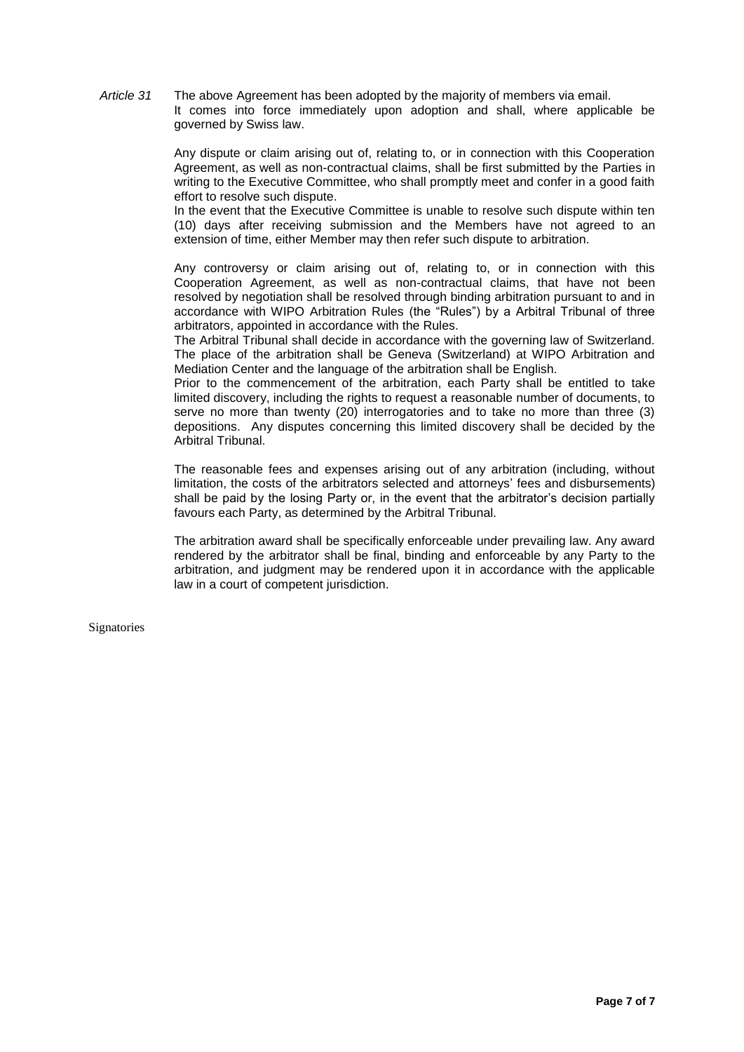*Article 31* The above Agreement has been adopted by the majority of members via email. It comes into force immediately upon adoption and shall, where applicable be governed by Swiss law.

Any dispute or claim arising out of, relating to, or in connection with this Cooperation Agreement, as well as non-contractual claims, shall be first submitted by the Parties in writing to the Executive Committee, who shall promptly meet and confer in a good faith effort to resolve such dispute.
In the event that the Executive Committee is unable to resolve such dispute within ten (10) days after receiving submission and the Members have not agreed to an extension of time, either Member may then refer such dispute to arbitration.

Any controversy or claim arising out of, relating to, or in connection with this Cooperation Agreement, as well as non-contractual claims, that have not been resolved by negotiation shall be resolved through binding arbitration pursuant to and in accordance with WIPO Arbitration Rules (the "Rules") by a Arbitral Tribunal of three arbitrators, appointed in accordance with the Rules.
The Arbitral Tribunal shall decide in accordance with the governing law of Switzerland. The place of the arbitration shall be Geneva (Switzerland) at WIPO Arbitration and Mediation Center and the language of the arbitration shall be English.
Prior to the commencement of the arbitration, each Party shall be entitled to take limited discovery, including the rights to request a reasonable number of documents, to serve no more than twenty (20) interrogatories and to take no more than three (3) depositions. Any disputes concerning this limited discovery shall be decided by the Arbitral Tribunal.

The reasonable fees and expenses arising out of any arbitration (including, without limitation, the costs of the arbitrators selected and attorneys' fees and disbursements) shall be paid by the losing Party or, in the event that the arbitrator's decision partially favours each Party, as determined by the Arbitral Tribunal.

The arbitration award shall be specifically enforceable under prevailing law. Any award rendered by the arbitrator shall be final, binding and enforceable by any Party to the arbitration, and judgment may be rendered upon it in accordance with the applicable law in a court of competent jurisdiction.

Signatories